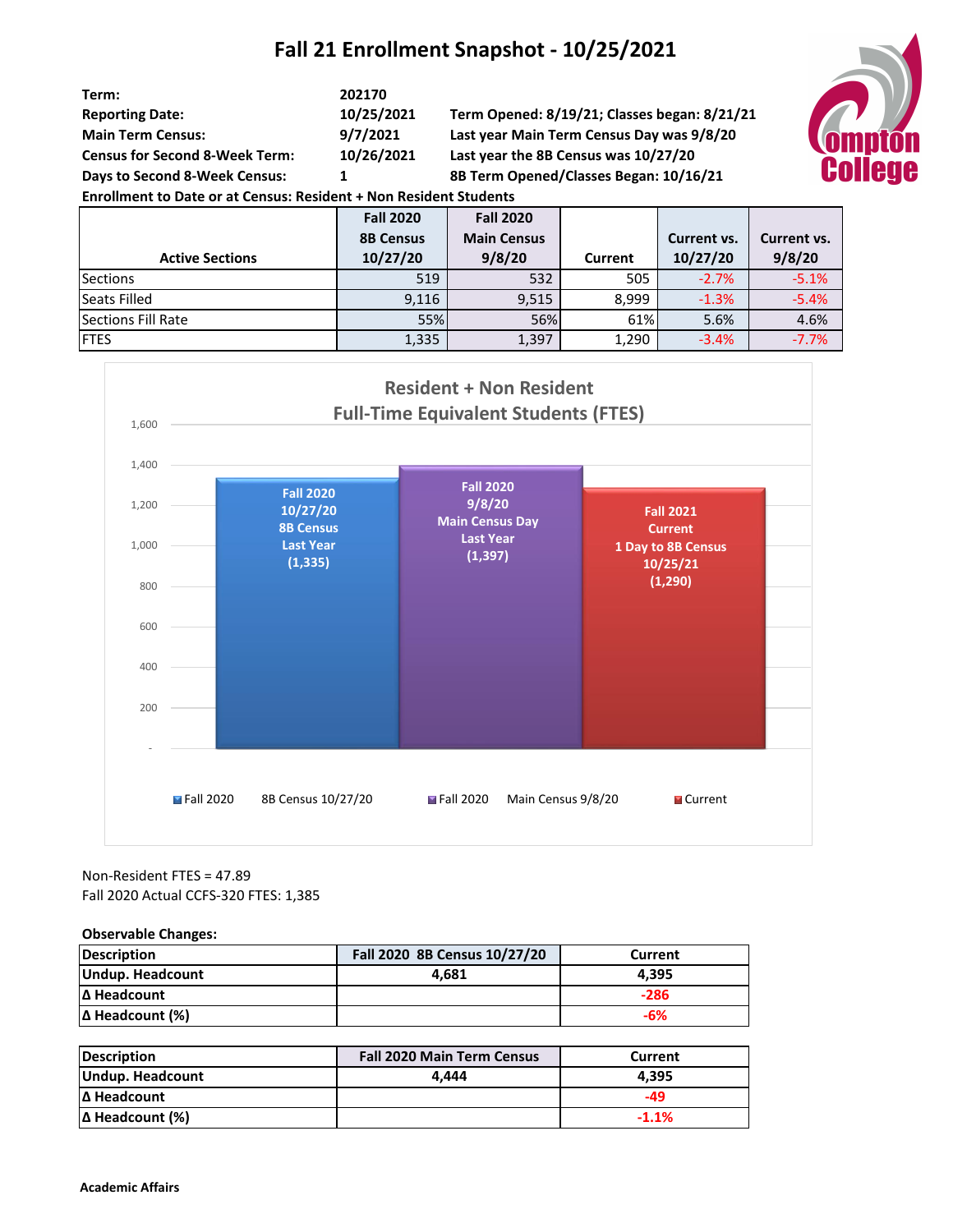# Fall 21 Enrollment Snapshot - 10/25/2021

| | | |
|---|---|---|
| **Term:** | **202170** | |
| **Reporting Date:** | **10/25/2021** | **Term Opened: 8/19/21; Classes began: 8/21/21** |
| **Main Term Census:** | **9/7/2021** | **Last year Main Term Census Day was 9/8/20** |
| **Census for Second 8-Week Term:** | **10/26/2021** | **Last year the 8B Census was 10/27/20** |
| **Days to Second 8-Week Census:** | **1** | **8B Term Opened/Classes Began: 10/16/21** |

**Enrollment to Date or at Census: Resident + Non Resident Students**

| Active Sections | Fall 2020 8B Census 10/27/20 | Fall 2020 Main Census 9/8/20 | Current | Current vs. 10/27/20 | Current vs. 9/8/20 |
|---|---|---|---|---|---|
| Sections | 519 | 532 | 505 | -2.7% | -5.1% |
| Seats Filled | 9,116 | 9,515 | 8,999 | -1.3% | -5.4% |
| Sections Fill Rate | 55% | 56% | 61% | 5.6% | 4.6% |
| FTES | 1,335 | 1,397 | 1,290 | -3.4% | -7.7% |

**Resident + Non Resident Full-Time Equivalent Students (FTES)**

| | FTES |
|---|---|
| Fall 2020 10/27/20 8B Census Last Year | 1,335 |
| Fall 2020 9/8/20 Main Census Day Last Year | 1,397 |
| Fall 2021 Current 1 Day to 8B Census 10/25/21 | 1,290 |

Non-Resident FTES = 47.89

Fall 2020 Actual CCFS-320 FTES: 1,385

**Observable Changes:**

| Description | Fall 2020 8B Census 10/27/20 | Current |
|---|---|---|
| Undup. Headcount | 4,681 | 4,395 |
| Δ Headcount | | -286 |
| Δ Headcount (%) | | -6% |

| Description | Fall 2020 Main Term Census | Current |
|---|---|---|
| Undup. Headcount | 4,444 | 4,395 |
| Δ Headcount | | -49 |
| Δ Headcount (%) | | -1.1% |

**Academic Affairs**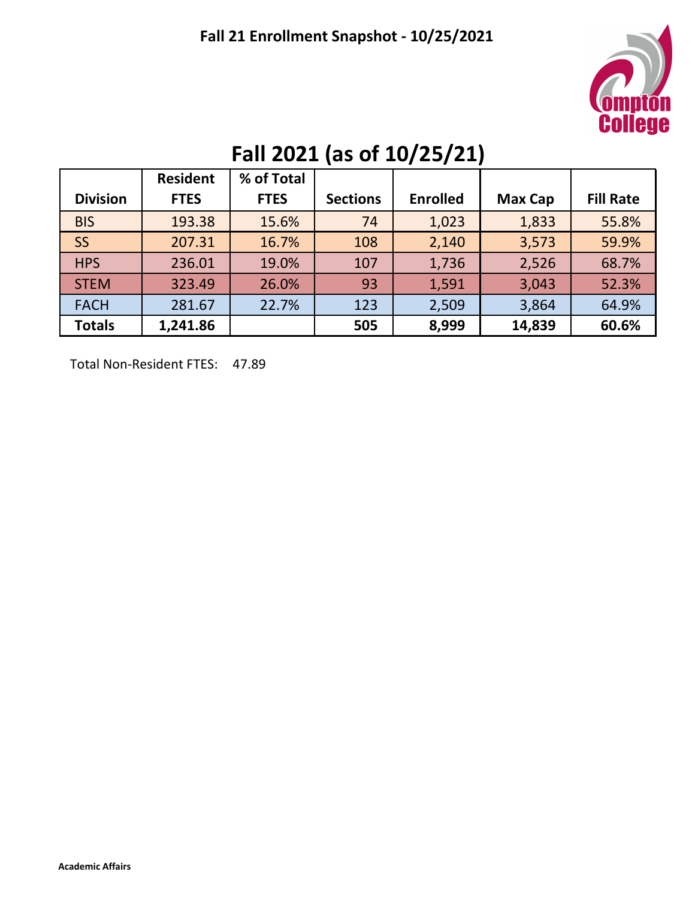# Fall 21 Enrollment Snapshot - 10/25/2021

## Fall 2021 (as of 10/25/21)

| Division | Resident FTES | % of Total FTES | Sections | Enrolled | Max Cap | Fill Rate |
|---|---|---|---|---|---|---|
| BIS | 193.38 | 15.6% | 74 | 1,023 | 1,833 | 55.8% |
| SS | 207.31 | 16.7% | 108 | 2,140 | 3,573 | 59.9% |
| HPS | 236.01 | 19.0% | 107 | 1,736 | 2,526 | 68.7% |
| STEM | 323.49 | 26.0% | 93 | 1,591 | 3,043 | 52.3% |
| FACH | 281.67 | 22.7% | 123 | 2,509 | 3,864 | 64.9% |
| **Totals** | **1,241.86** | | **505** | **8,999** | **14,839** | **60.6%** |

Total Non-Resident FTES: 47.89

**Academic Affairs**